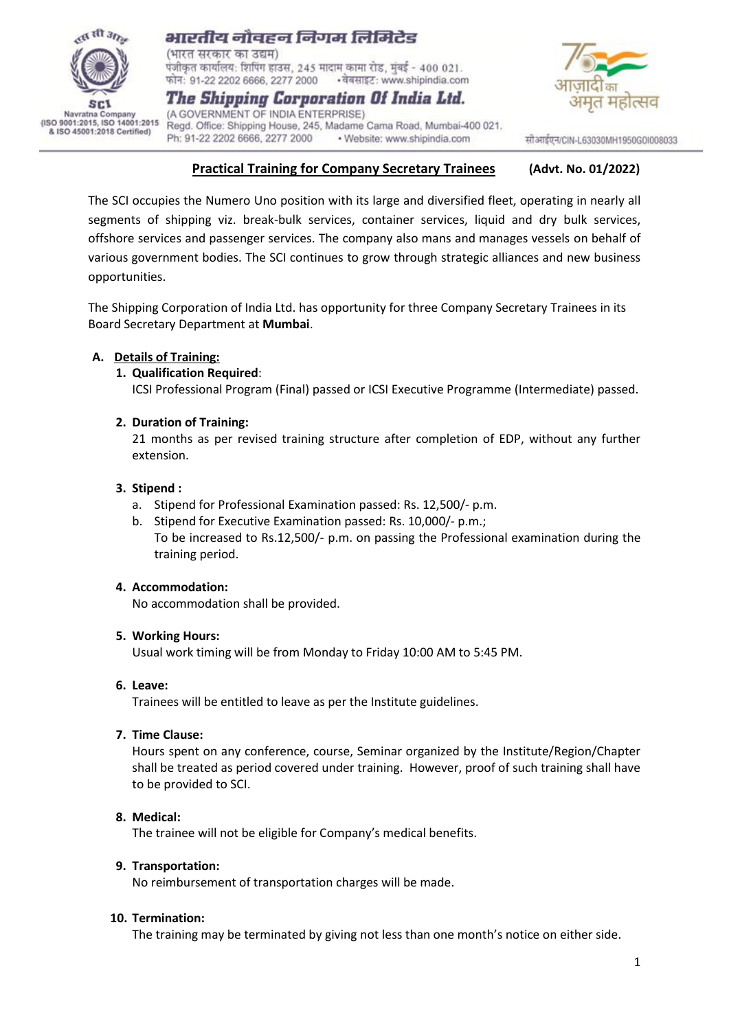भारतीय नौवहन निगम लिमिटेड
(भारत सरकार का उद्यम)
पंजीकृत कार्यालय: शिपिंग हाउस, 245 मादाम कामा रोड, मुंबई - 400 021.
फोन: 91-22 2202 6666, 2277 2000 • वेबसाइट: www.shipindia.com

**The Shipping Corporation Of India Ltd.**
(A GOVERNMENT OF INDIA ENTERPRISE)
Regd. Office: Shipping House, 245, Madame Cama Road, Mumbai-400 021.
Ph: 91-22 2202 6666, 2277 2000 • Website: www.shipindia.com

SCI
Navratna Company
(ISO 9001:2015, ISO 14001:2015 & ISO 45001:2018 Certified)

आज़ादी का अमृत महोत्सव

सीआईएन/CIN-L63030MH1950GOI008033

## Practical Training for Company Secretary Trainees (Advt. No. 01/2022)

The SCI occupies the Numero Uno position with its large and diversified fleet, operating in nearly all segments of shipping viz. break-bulk services, container services, liquid and dry bulk services, offshore services and passenger services. The company also mans and manages vessels on behalf of various government bodies. The SCI continues to grow through strategic alliances and new business opportunities.

The Shipping Corporation of India Ltd. has opportunity for three Company Secretary Trainees in its Board Secretary Department at **Mumbai**.

### A. Details of Training:

1. **Qualification Required**:
   ICSI Professional Program (Final) passed or ICSI Executive Programme (Intermediate) passed.

2. **Duration of Training:**
   21 months as per revised training structure after completion of EDP, without any further extension.

3. **Stipend :**
   a. Stipend for Professional Examination passed: Rs. 12,500/- p.m.
   b. Stipend for Executive Examination passed: Rs. 10,000/- p.m.;
   To be increased to Rs.12,500/- p.m. on passing the Professional examination during the training period.

4. **Accommodation:**
   No accommodation shall be provided.

5. **Working Hours:**
   Usual work timing will be from Monday to Friday 10:00 AM to 5:45 PM.

6. **Leave:**
   Trainees will be entitled to leave as per the Institute guidelines.

7. **Time Clause:**
   Hours spent on any conference, course, Seminar organized by the Institute/Region/Chapter shall be treated as period covered under training. However, proof of such training shall have to be provided to SCI.

8. **Medical:**
   The trainee will not be eligible for Company's medical benefits.

9. **Transportation:**
   No reimbursement of transportation charges will be made.

10. **Termination:**
    The training may be terminated by giving not less than one month's notice on either side.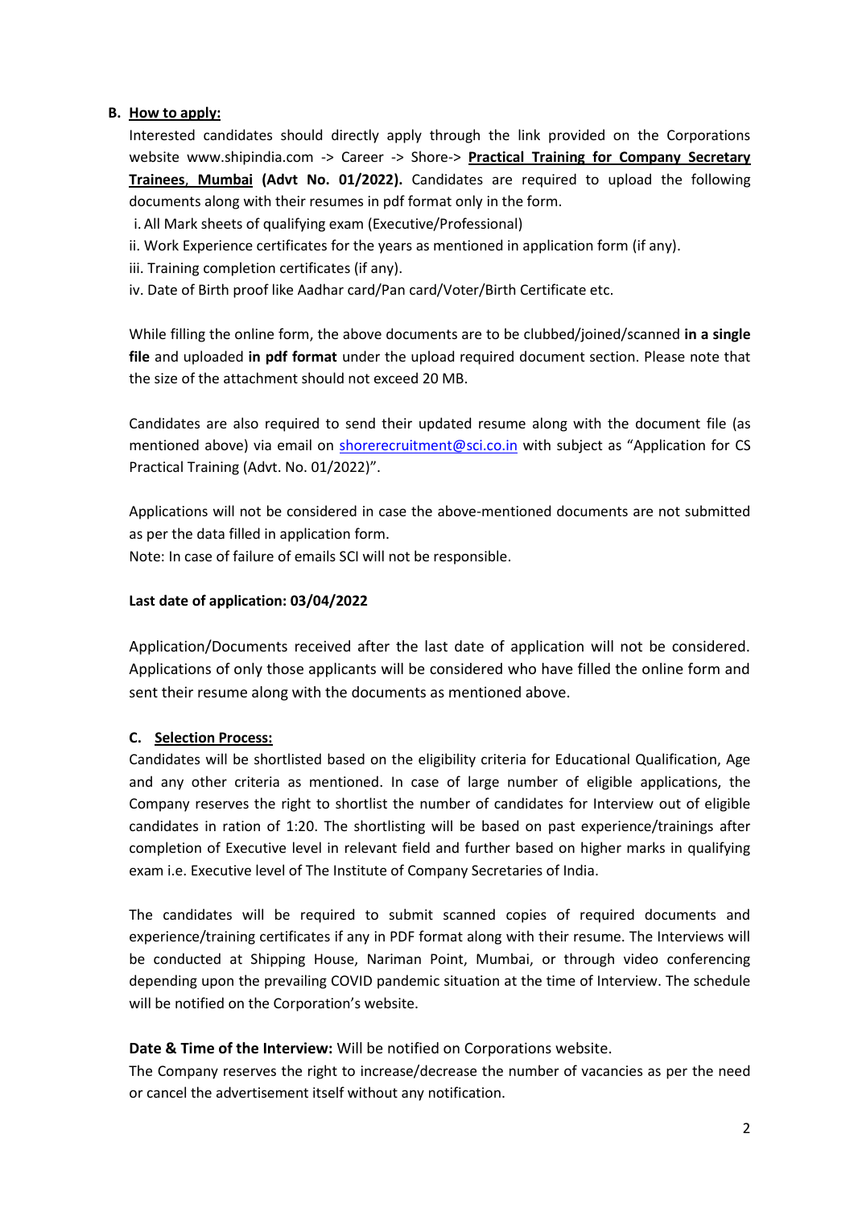**B. <u>How to apply:</u>**

Interested candidates should directly apply through the link provided on the Corporations website www.shipindia.com -> Career -> Shore-> **<u>Practical Training for Company Secretary Trainees, Mumbai</u> (Advt No. 01/2022).** Candidates are required to upload the following documents along with their resumes in pdf format only in the form.

i. All Mark sheets of qualifying exam (Executive/Professional)

ii. Work Experience certificates for the years as mentioned in application form (if any).

iii. Training completion certificates (if any).

iv. Date of Birth proof like Aadhar card/Pan card/Voter/Birth Certificate etc.

While filling the online form, the above documents are to be clubbed/joined/scanned **in a single file** and uploaded **in pdf format** under the upload required document section. Please note that the size of the attachment should not exceed 20 MB.

Candidates are also required to send their updated resume along with the document file (as mentioned above) via email on shorerecruitment@sci.co.in with subject as "Application for CS Practical Training (Advt. No. 01/2022)".

Applications will not be considered in case the above-mentioned documents are not submitted as per the data filled in application form.

Note: In case of failure of emails SCI will not be responsible.

**Last date of application: 03/04/2022**

Application/Documents received after the last date of application will not be considered. Applications of only those applicants will be considered who have filled the online form and sent their resume along with the documents as mentioned above.

**C. <u>Selection Process:</u>**

Candidates will be shortlisted based on the eligibility criteria for Educational Qualification, Age and any other criteria as mentioned. In case of large number of eligible applications, the Company reserves the right to shortlist the number of candidates for Interview out of eligible candidates in ration of 1:20. The shortlisting will be based on past experience/trainings after completion of Executive level in relevant field and further based on higher marks in qualifying exam i.e. Executive level of The Institute of Company Secretaries of India.

The candidates will be required to submit scanned copies of required documents and experience/training certificates if any in PDF format along with their resume. The Interviews will be conducted at Shipping House, Nariman Point, Mumbai, or through video conferencing depending upon the prevailing COVID pandemic situation at the time of Interview. The schedule will be notified on the Corporation's website.

**Date & Time of the Interview:** Will be notified on Corporations website.

The Company reserves the right to increase/decrease the number of vacancies as per the need or cancel the advertisement itself without any notification.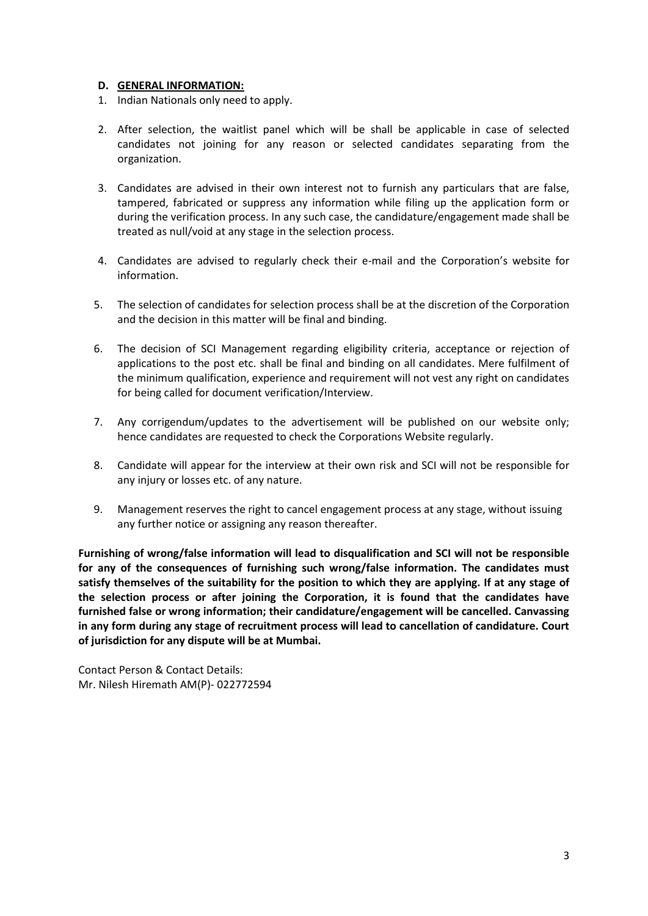**D. GENERAL INFORMATION:**

1. Indian Nationals only need to apply.

2. After selection, the waitlist panel which will be shall be applicable in case of selected candidates not joining for any reason or selected candidates separating from the organization.

3. Candidates are advised in their own interest not to furnish any particulars that are false, tampered, fabricated or suppress any information while filing up the application form or during the verification process. In any such case, the candidature/engagement made shall be treated as null/void at any stage in the selection process.

4. Candidates are advised to regularly check their e-mail and the Corporation's website for information.

5. The selection of candidates for selection process shall be at the discretion of the Corporation and the decision in this matter will be final and binding.

6. The decision of SCI Management regarding eligibility criteria, acceptance or rejection of applications to the post etc. shall be final and binding on all candidates. Mere fulfilment of the minimum qualification, experience and requirement will not vest any right on candidates for being called for document verification/Interview.

7. Any corrigendum/updates to the advertisement will be published on our website only; hence candidates are requested to check the Corporations Website regularly.

8. Candidate will appear for the interview at their own risk and SCI will not be responsible for any injury or losses etc. of any nature.

9. Management reserves the right to cancel engagement process at any stage, without issuing any further notice or assigning any reason thereafter.

**Furnishing of wrong/false information will lead to disqualification and SCI will not be responsible for any of the consequences of furnishing such wrong/false information. The candidates must satisfy themselves of the suitability for the position to which they are applying. If at any stage of the selection process or after joining the Corporation, it is found that the candidates have furnished false or wrong information; their candidature/engagement will be cancelled. Canvassing in any form during any stage of recruitment process will lead to cancellation of candidature. Court of jurisdiction for any dispute will be at Mumbai.**

Contact Person & Contact Details:
Mr. Nilesh Hiremath AM(P)- 022772594